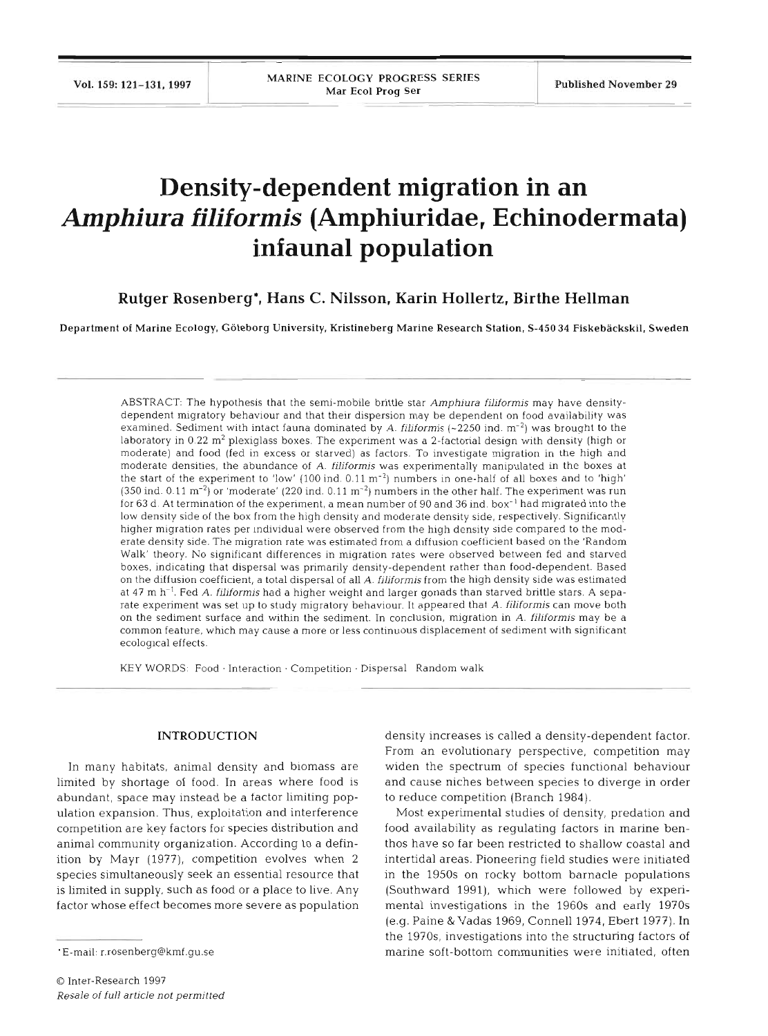# Density-dependent migration in an *Amphiura filiformis* (Amphiuridae, Echinodermata) infaunal population

**Rutger Rosenberg*, Hans C. Nilsson, Karin Hollertz, Birthe Hellman**

Department of Marine Ecology, Göteborg University, Kristineberg Marine Research Station, S-450 34 Fiskebäckskil, Sweden

ABSTRACT: The hypothesis that the semi-mobile brittle star *Amphiura filiformis* may have density-dependent migratory behaviour and that their dispersion may be dependent on food availability was examined. Sediment with intact fauna dominated by *A. filiformis* (~2250 ind. $m^{-2}$) was brought to the laboratory in 0.22 $m^2$ plexiglass boxes. The experiment was a 2-factorial design with density (high or moderate) and food (fed in excess or starved) as factors. To investigate migration in the high and moderate densities, the abundance of *A. filiformis* was experimentally manipulated in the boxes at the start of the experiment to 'low' (100 ind. 0.11 $m^{-2}$) numbers in one-half of all boxes and to 'high' (350 ind. 0.11 $m^{-2}$) or 'moderate' (220 ind. 0.11 $m^{-2}$) numbers in the other half. The experiment was run for 63 d. At termination of the experiment, a mean number of 90 and 36 ind. $box^{-1}$ had migrated into the low density side of the box from the high density and moderate density side, respectively. Significantly higher migration rates per individual were observed from the high density side compared to the moderate density side. The migration rate was estimated from a diffusion coefficient based on the 'Random Walk' theory. No significant differences in migration rates were observed between fed and starved boxes, indicating that dispersal was primarily density-dependent rather than food-dependent. Based on the diffusion coefficient, a total dispersal of all *A. filiformis* from the high density side was estimated at 47 m $h^{-1}$. Fed *A. filiformis* had a higher weight and larger gonads than starved brittle stars. A separate experiment was set up to study migratory behaviour. It appeared that *A. filiformis* can move both on the sediment surface and within the sediment. In conclusion, migration in *A. filiformis* may be a common feature, which may cause a more or less continuous displacement of sediment with significant ecological effects.

KEY WORDS: Food · Interaction · Competition · Dispersal · Random walk

## INTRODUCTION

In many habitats, animal density and biomass are limited by shortage of food. In areas where food is abundant, space may instead be a factor limiting population expansion. Thus, exploitation and interference competition are key factors for species distribution and animal community organization. According to a definition by Mayr (1977), competition evolves when 2 species simultaneously seek an essential resource that is limited in supply, such as food or a place to live. Any factor whose effect becomes more severe as population density increases is called a density-dependent factor. From an evolutionary perspective, competition may widen the spectrum of species functional behaviour and cause niches between species to diverge in order to reduce competition (Branch 1984).

Most experimental studies of density, predation and food availability as regulating factors in marine benthos have so far been restricted to shallow coastal and intertidal areas. Pioneering field studies were initiated in the 1950s on rocky bottom barnacle populations (Southward 1991), which were followed by experimental investigations in the 1960s and early 1970s (e.g. Paine & Vadas 1969, Connell 1974, Ebert 1977). In the 1970s, investigations into the structuring factors of marine soft-bottom communities were initiated, often

*E-mail: r.rosenberg@kmf.gu.se

© Inter-Research 1997
*Resale of full article not permitted*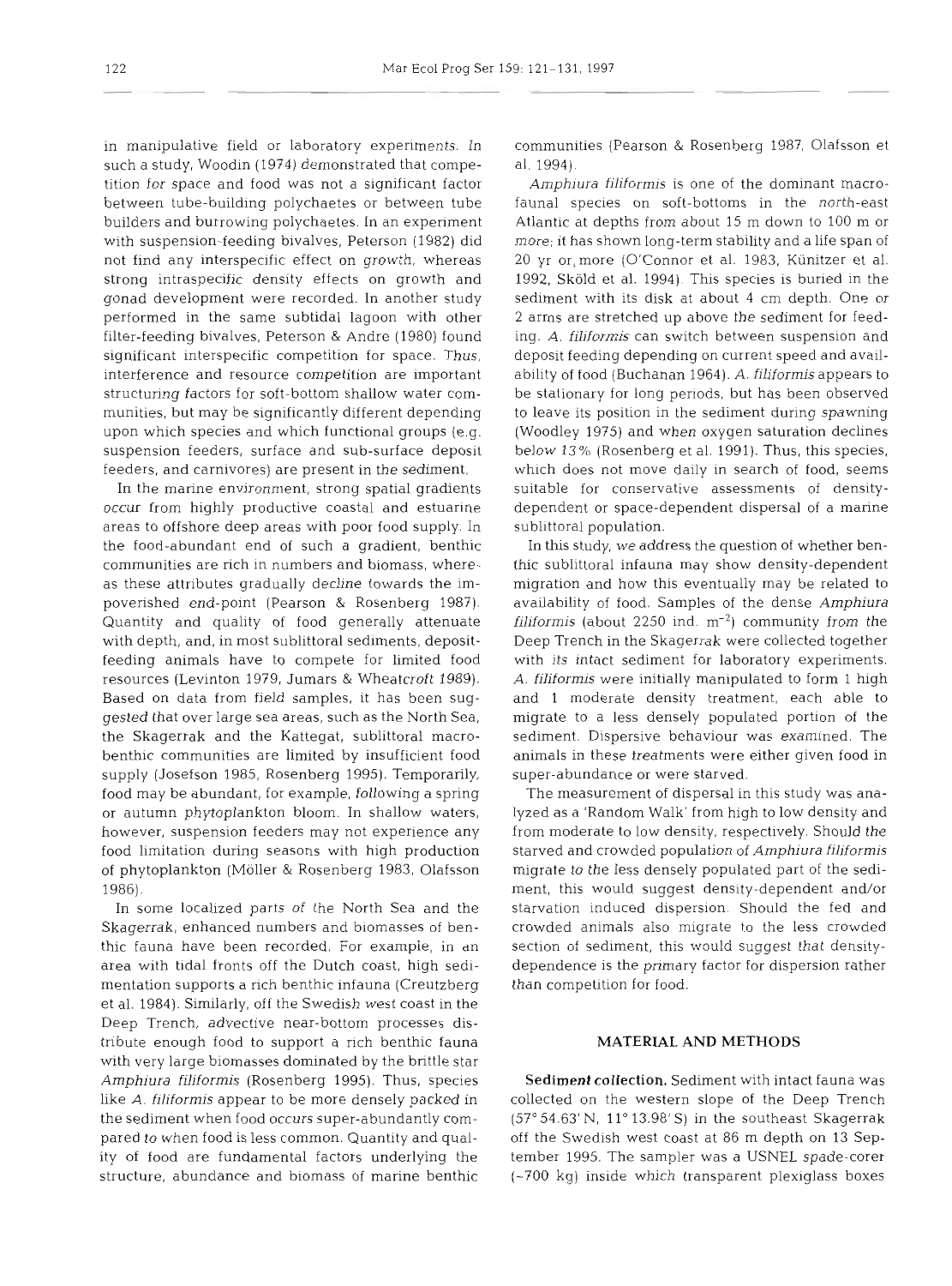in manipulative field or laboratory experiments. In such a study, Woodin (1974) demonstrated that competition for space and food was not a significant factor between tube-building polychaetes or between tube builders and burrowing polychaetes. In an experiment with suspension-feeding bivalves, Peterson (1982) did not find any interspecific effect on growth, whereas strong intraspecific density effects on growth and gonad development were recorded. In another study performed in the same subtidal lagoon with other filter-feeding bivalves, Peterson & Andre (1980) found significant interspecific competition for space. Thus, interference and resource competition are important structuring factors for soft-bottom shallow water communities, but may be significantly different depending upon which species and which functional groups (e.g. suspension feeders, surface and sub-surface deposit feeders, and carnivores) are present in the sediment.

In the marine environment, strong spatial gradients occur from highly productive coastal and estuarine areas to offshore deep areas with poor food supply. In the food-abundant end of such a gradient, benthic communities are rich in numbers and biomass, whereas these attributes gradually decline towards the impoverished end-point (Pearson & Rosenberg 1987). Quantity and quality of food generally attenuate with depth, and, in most sublittoral sediments, deposit-feeding animals have to compete for limited food resources (Levinton 1979, Jumars & Wheatcroft 1989). Based on data from field samples, it has been suggested that over large sea areas, such as the North Sea, the Skagerrak and the Kattegat, sublittoral macrobenthic communities are limited by insufficient food supply (Josefson 1985, Rosenberg 1995). Temporarily, food may be abundant, for example, following a spring or autumn phytoplankton bloom. In shallow waters, however, suspension feeders may not experience any food limitation during seasons with high production of phytoplankton (Möller & Rosenberg 1983, Olafsson 1986).

In some localized parts of the North Sea and the Skagerrak, enhanced numbers and biomasses of benthic fauna have been recorded. For example, in an area with tidal fronts off the Dutch coast, high sedimentation supports a rich benthic infauna (Creutzberg et al. 1984). Similarly, off the Swedish west coast in the Deep Trench, advective near-bottom processes distribute enough food to support a rich benthic fauna with very large biomasses dominated by the brittle star *Amphiura filiformis* (Rosenberg 1995). Thus, species like *A. filiformis* appear to be more densely packed in the sediment when food occurs super-abundantly compared to when food is less common. Quantity and quality of food are fundamental factors underlying the structure, abundance and biomass of marine benthic communities (Pearson & Rosenberg 1987, Olafsson et al. 1994).

*Amphiura filiformis* is one of the dominant macrofaunal species on soft-bottoms in the north-east Atlantic at depths from about 15 m down to 100 m or more; it has shown long-term stability and a life span of 20 yr or more (O'Connor et al. 1983, Künitzer et al. 1992, Sköld et al. 1994). This species is buried in the sediment with its disk at about 4 cm depth. One or 2 arms are stretched up above the sediment for feeding. *A. filiformis* can switch between suspension and deposit feeding depending on current speed and availability of food (Buchanan 1964). *A. filiformis* appears to be stationary for long periods, but has been observed to leave its position in the sediment during spawning (Woodley 1975) and when oxygen saturation declines below 13% (Rosenberg et al. 1991). Thus, this species, which does not move daily in search of food, seems suitable for conservative assessments of density-dependent or space-dependent dispersal of a marine sublittoral population.

In this study, we address the question of whether benthic sublittoral infauna may show density-dependent migration and how this eventually may be related to availability of food. Samples of the dense *Amphiura filiformis* (about 2250 ind. m$^{-2}$) community from the Deep Trench in the Skagerrak were collected together with its intact sediment for laboratory experiments. *A. filiformis* were initially manipulated to form 1 high and 1 moderate density treatment, each able to migrate to a less densely populated portion of the sediment. Dispersive behaviour was examined. The animals in these treatments were either given food in super-abundance or were starved.

The measurement of dispersal in this study was analyzed as a 'Random Walk' from high to low density and from moderate to low density, respectively. Should the starved and crowded population of *Amphiura filiformis* migrate to the less densely populated part of the sediment, this would suggest density-dependent and/or starvation induced dispersion. Should the fed and crowded animals also migrate to the less crowded section of sediment, this would suggest that density-dependence is the primary factor for dispersion rather than competition for food.

## MATERIAL AND METHODS

**Sediment collection.** Sediment with intact fauna was collected on the western slope of the Deep Trench (57° 54.63' N, 11° 13.98' S) in the southeast Skagerrak off the Swedish west coast at 86 m depth on 13 September 1995. The sampler was a USNEL spade-corer (~700 kg) inside which transparent plexiglass boxes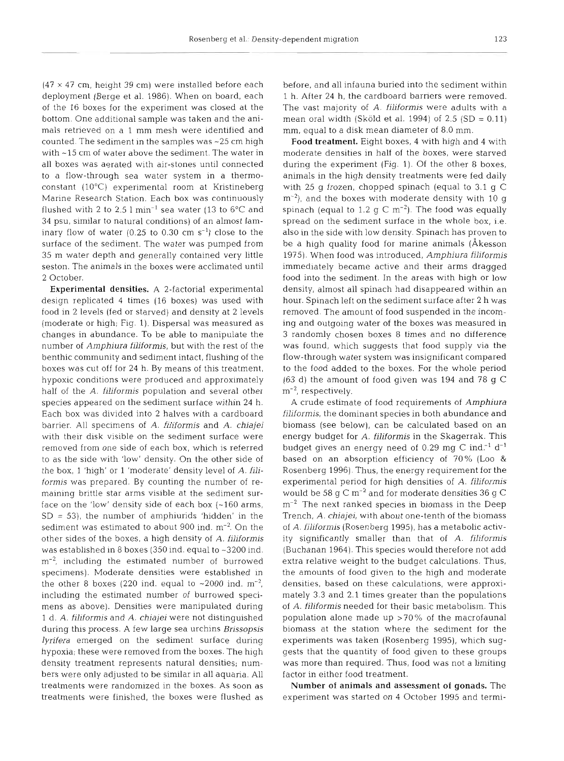(47 × 47 cm, height 39 cm) were installed before each deployment (Berge et al. 1986). When on board, each of the 16 boxes for the experiment was closed at the bottom. One additional sample was taken and the animals retrieved on a 1 mm mesh were identified and counted. The sediment in the samples was ~25 cm high with ~15 cm of water above the sediment. The water in all boxes was aerated with air-stones until connected to a flow-through sea water system in a thermoconstant (10°C) experimental room at Kristineberg Marine Research Station. Each box was continuously flushed with 2 to 2.5 l $min^{-1}$ sea water (13 to 6°C and 34 psu, similar to natural conditions) of an almost laminary flow of water (0.25 to 0.30 cm $s^{-1}$) close to the surface of the sediment. The water was pumped from 35 m water depth and generally contained very little seston. The animals in the boxes were acclimated until 2 October.

**Experimental densities.** A 2-factorial experimental design replicated 4 times (16 boxes) was used with food in 2 levels (fed or starved) and density at 2 levels (moderate or high; Fig. 1). Dispersal was measured as changes in abundance. To be able to manipulate the number of *Amphiura filiformis*, but with the rest of the benthic community and sediment intact, flushing of the boxes was cut off for 24 h. By means of this treatment, hypoxic conditions were produced and approximately half of the *A. filiformis* population and several other species appeared on the sediment surface within 24 h. Each box was divided into 2 halves with a cardboard barrier. All specimens of *A. filiformis* and *A. chiajei* with their disk visible on the sediment surface were removed from one side of each box, which is referred to as the side with 'low' density. On the other side of the box, 1 'high' or 1 'moderate' density level of *A. filiformis* was prepared. By counting the number of remaining brittle star arms visible at the sediment surface on the 'low' density side of each box (~160 arms, SD = 53), the number of amphiurids 'hidden' in the sediment was estimated to about 900 ind. $m^{-2}$. On the other sides of the boxes, a high density of *A. filiformis* was established in 8 boxes (350 ind. equal to ~3200 ind. $m^{-2}$, including the estimated number of burrowed specimens). Moderate densities were established in the other 8 boxes (220 ind. equal to ~2000 ind. $m^{-2}$, including the estimated number of burrowed specimens as above). Densities were manipulated during 1 d. *A. filiformis* and *A. chiajei* were not distinguished during this process. A few large sea urchins *Brissopsis lyrifera* emerged on the sediment surface during hypoxia; these were removed from the boxes. The high density treatment represents natural densities; numbers were only adjusted to be similar in all aquaria. All treatments were randomized in the boxes. As soon as treatments were finished, the boxes were flushed as before, and all infauna buried into the sediment within 1 h. After 24 h, the cardboard barriers were removed. The vast majority of *A. filiformis* were adults with a mean oral width (Sköld et al. 1994) of 2.5 (SD = 0.11) mm, equal to a disk mean diameter of 8.0 mm.

**Food treatment.** Eight boxes, 4 with high and 4 with moderate densities in half of the boxes, were starved during the experiment (Fig. 1). Of the other 8 boxes, animals in the high density treatments were fed daily with 25 g frozen, chopped spinach (equal to 3.1 g C $m^{-2}$), and the boxes with moderate density with 10 g spinach (equal to 1.2 g C $m^{-2}$). The food was equally spread on the sediment surface in the whole box, i.e. also in the side with low density. Spinach has proven to be a high quality food for marine animals (Åkesson 1975). When food was introduced, *Amphiura filiformis* immediately became active and their arms dragged food into the sediment. In the areas with high or low density, almost all spinach had disappeared within an hour. Spinach left on the sediment surface after 2 h was removed. The amount of food suspended in the incoming and outgoing water of the boxes was measured in 3 randomly chosen boxes 8 times and no difference was found, which suggests that food supply via the flow-through water system was insignificant compared to the food added to the boxes. For the whole period (63 d) the amount of food given was 194 and 78 g C $m^{-2}$, respectively.

A crude estimate of food requirements of *Amphiura filiformis*, the dominant species in both abundance and biomass (see below), can be calculated based on an energy budget for *A. filiformis* in the Skagerrak. This budget gives an energy need of 0.29 mg C $ind.^{-1}$ $d^{-1}$ based on an absorption efficiency of 70% (Loo & Rosenberg 1996). Thus, the energy requirement for the experimental period for high densities of *A. filiformis* would be 58 g C $m^{-2}$ and for moderate densities 36 g C $m^{-2}$. The next ranked species in biomass in the Deep Trench, *A. chiajei*, with about one-tenth of the biomass of *A. filiformis* (Rosenberg 1995), has a metabolic activity significantly smaller than that of *A. filiformis* (Buchanan 1964). This species would therefore not add extra relative weight to the budget calculations. Thus, the amounts of food given to the high and moderate densities, based on these calculations, were approximately 3.3 and 2.1 times greater than the populations of *A. filiformis* needed for their basic metabolism. This population alone made up >70% of the macrofaunal biomass at the station where the sediment for the experiments was taken (Rosenberg 1995), which suggests that the quantity of food given to these groups was more than required. Thus, food was not a limiting factor in either food treatment.

**Number of animals and assessment of gonads.** The experiment was started on 4 October 1995 and termi-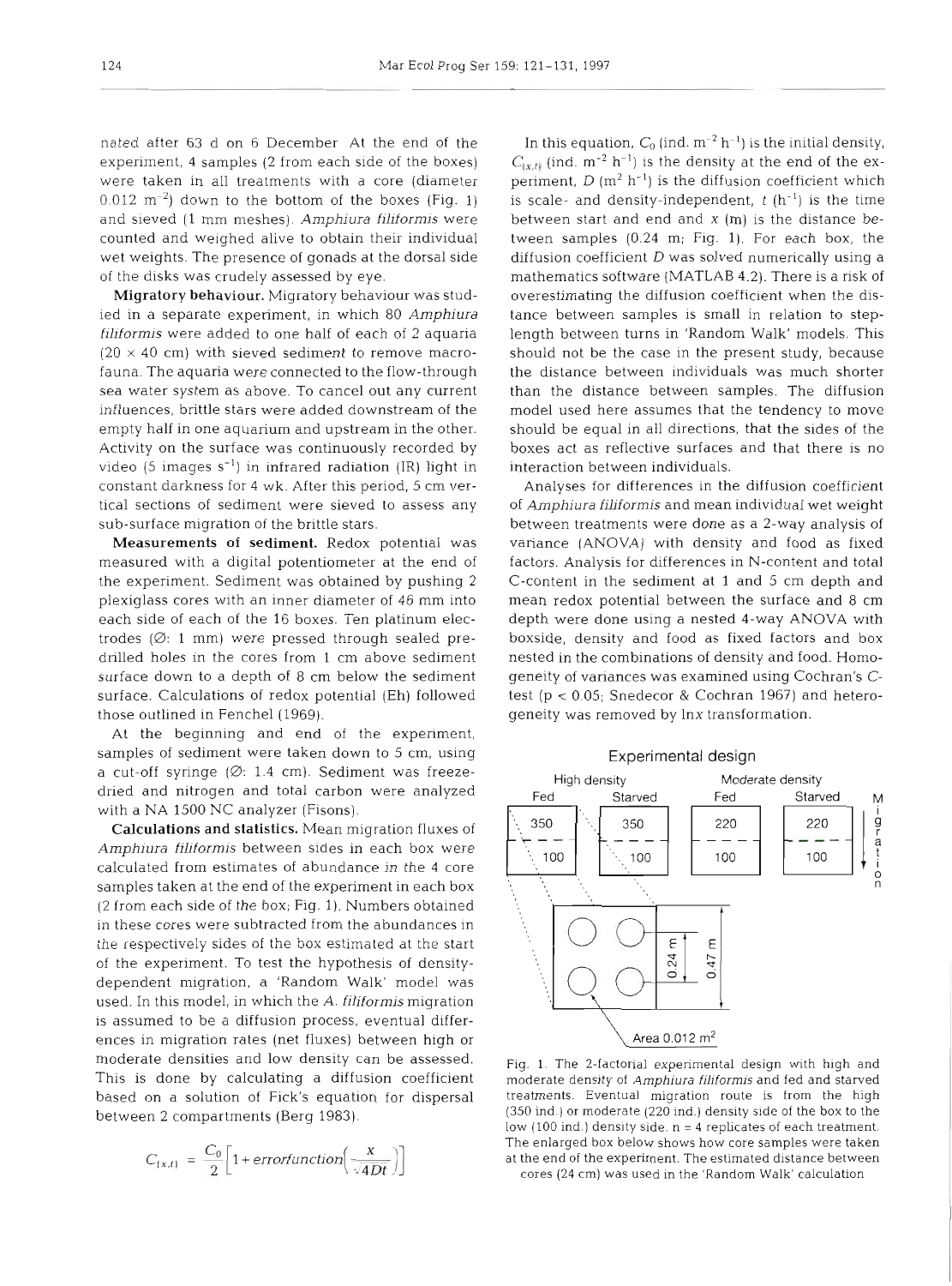nated after 63 d on 6 December. At the end of the experiment, 4 samples (2 from each side of the boxes) were taken in all treatments with a core (diameter 0.012 $m^{-2}$) down to the bottom of the boxes (Fig. 1) and sieved (1 mm meshes). *Amphiura filiformis* were counted and weighed alive to obtain their individual wet weights. The presence of gonads at the dorsal side of the disks was crudely assessed by eye.

**Migratory behaviour.** Migratory behaviour was studied in a separate experiment, in which 80 *Amphiura filiformis* were added to one half of each of 2 aquaria (20 × 40 cm) with sieved sediment to remove macrofauna. The aquaria were connected to the flow-through sea water system as above. To cancel out any current influences, brittle stars were added downstream of the empty half in one aquarium and upstream in the other. Activity on the surface was continuously recorded by video (5 images $s^{-1}$) in infrared radiation (IR) light in constant darkness for 4 wk. After this period, 5 cm vertical sections of sediment were sieved to assess any sub-surface migration of the brittle stars.

**Measurements of sediment.** Redox potential was measured with a digital potentiometer at the end of the experiment. Sediment was obtained by pushing 2 plexiglass cores with an inner diameter of 46 mm into each side of each of the 16 boxes. Ten platinum electrodes (Ø: 1 mm) were pressed through sealed predrilled holes in the cores from 1 cm above sediment surface down to a depth of 8 cm below the sediment surface. Calculations of redox potential (Eh) followed those outlined in Fenchel (1969).

At the beginning and end of the experiment, samples of sediment were taken down to 5 cm, using a cut-off syringe (Ø: 1.4 cm). Sediment was freeze-dried and nitrogen and total carbon were analyzed with a NA 1500 NC analyzer (Fisons).

**Calculations and statistics.** Mean migration fluxes of *Amphiura filiformis* between sides in each box were calculated from estimates of abundance in the 4 core samples taken at the end of the experiment in each box (2 from each side of the box; Fig. 1). Numbers obtained in these cores were subtracted from the abundances in the respectively sides of the box estimated at the start of the experiment. To test the hypothesis of density-dependent migration, a 'Random Walk' model was used. In this model, in which the *A. filiformis* migration is assumed to be a diffusion process, eventual differences in migration rates (net fluxes) between high or moderate densities and low density can be assessed. This is done by calculating a diffusion coefficient based on a solution of Fick's equation for dispersal between 2 compartments (Berg 1983).

$$C_{(x,t)} = \frac{C_0}{2}\left[1 + errorfunction\left(\frac{x}{\sqrt{4Dt}}\right)\right]$$

In this equation, $C_0$ (ind. $m^{-2}$ $h^{-1}$) is the initial density, $C_{(x,t)}$ (ind. $m^{-2}$ $h^{-1}$) is the density at the end of the experiment, $D$ ($m^2$ $h^{-1}$) is the diffusion coefficient which is scale- and density-independent, $t$ ($h^{-1}$) is the time between start and end and $x$ (m) is the distance between samples (0.24 m; Fig. 1). For each box, the diffusion coefficient $D$ was solved numerically using a mathematics software (MATLAB 4.2). There is a risk of overestimating the diffusion coefficient when the distance between samples is small in relation to step-length between turns in 'Random Walk' models. This should not be the case in the present study, because the distance between individuals was much shorter than the distance between samples. The diffusion model used here assumes that the tendency to move should be equal in all directions, that the sides of the boxes act as reflective surfaces and that there is no interaction between individuals.

Analyses for differences in the diffusion coefficient of *Amphiura filiformis* and mean individual wet weight between treatments were done as a 2-way analysis of variance (ANOVA) with density and food as fixed factors. Analysis for differences in N-content and total C-content in the sediment at 1 and 5 cm depth and mean redox potential between the surface and 8 cm depth were done using a nested 4-way ANOVA with boxside, density and food as fixed factors and box nested in the combinations of density and food. Homogeneity of variances was examined using Cochran's C-test ($p < 0.05$; Snedecor & Cochran 1967) and heterogeneity was removed by ln$x$ transformation.

Experimental design

| | High density | | Moderate density | |
|---|---|---|---|---|
| | Fed | Starved | Fed | Starved |
| Upper side | 350 | 350 | 220 | 220 |
| Lower side | 100 | 100 | 100 | 100 |

Migration ↓ ; 0.24 m ; 0.47 m ; Area 0.012 $m^2$

Fig. 1. The 2-factorial experimental design with high and moderate density of *Amphiura filiformis* and fed and starved treatments. Eventual migration route is from the high (350 ind.) or moderate (220 ind.) density side of the box to the low (100 ind.) density side. n = 4 replicates of each treatment. The enlarged box below shows how core samples were taken at the end of the experiment. The estimated distance between cores (24 cm) was used in the 'Random Walk' calculation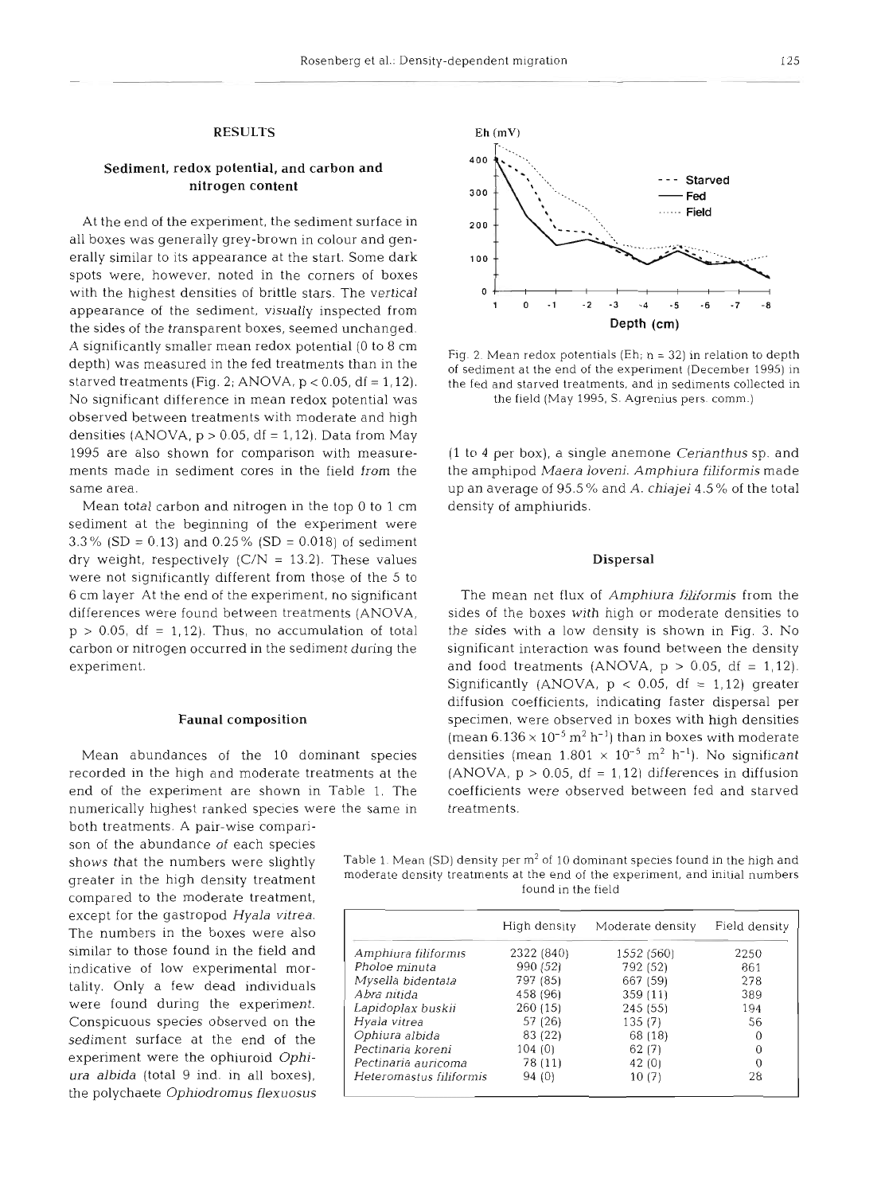## RESULTS

### Sediment, redox potential, and carbon and nitrogen content

At the end of the experiment, the sediment surface in all boxes was generally grey-brown in colour and generally similar to its appearance at the start. Some dark spots were, however, noted in the corners of boxes with the highest densities of brittle stars. The vertical appearance of the sediment, visually inspected from the sides of the transparent boxes, seemed unchanged. A significantly smaller mean redox potential (0 to 8 cm depth) was measured in the fed treatments than in the starved treatments (Fig. 2; ANOVA, $p < 0.05$, df = 1,12). No significant difference in mean redox potential was observed between treatments with moderate and high densities (ANOVA, $p > 0.05$, df = 1,12). Data from May 1995 are also shown for comparison with measurements made in sediment cores in the field from the same area.

Mean total carbon and nitrogen in the top 0 to 1 cm sediment at the beginning of the experiment were 3.3% (SD = 0.13) and 0.25% (SD = 0.018) of sediment dry weight, respectively (C/N = 13.2). These values were not significantly different from those of the 5 to 6 cm layer. At the end of the experiment, no significant differences were found between treatments (ANOVA, $p > 0.05$, df = 1,12). Thus, no accumulation of total carbon or nitrogen occurred in the sediment during the experiment.

Fig. 2. Mean redox potentials (Eh; n = 32) in relation to depth of sediment at the end of the experiment (December 1995) in the fed and starved treatments, and in sediments collected in the field (May 1995, S. Agrenius pers. comm.)

### Faunal composition

Mean abundances of the 10 dominant species recorded in the high and moderate treatments at the end of the experiment are shown in Table 1. The numerically highest ranked species were the same in both treatments. A pair-wise comparison of the abundance of each species shows that the numbers were slightly greater in the high density treatment compared to the moderate treatment, except for the gastropod *Hyala vitrea*. The numbers in the boxes were also similar to those found in the field and indicative of low experimental mortality. Only a few dead individuals were found during the experiment. Conspicuous species observed on the sediment surface at the end of the experiment were the ophiuroid *Ophiura albida* (total 9 ind. in all boxes), the polychaete *Ophiodromus flexuosus* (1 to 4 per box), a single anemone *Cerianthus* sp. and the amphipod *Maera loveni*. *Amphiura filiformis* made up an average of 95.5% and *A. chiajei* 4.5% of the total density of amphiurids.

### Dispersal

The mean net flux of *Amphiura filiformis* from the sides of the boxes with high or moderate densities to the sides with a low density is shown in Fig. 3. No significant interaction was found between the density and food treatments (ANOVA, $p > 0.05$, df = 1,12). Significantly (ANOVA, $p < 0.05$, df = 1,12) greater diffusion coefficients, indicating faster dispersal per specimen, were observed in boxes with high densities (mean $6.136 \times 10^{-5}$ m$^2$ h$^{-1}$) than in boxes with moderate densities (mean $1.801 \times 10^{-5}$ m$^2$ h$^{-1}$). No significant (ANOVA, $p > 0.05$, df = 1,12) differences in diffusion coefficients were observed between fed and starved treatments.

Table 1. Mean (SD) density per m$^2$ of 10 dominant species found in the high and moderate density treatments at the end of the experiment, and initial numbers found in the field

| | High density | Moderate density | Field density |
|---|---|---|---|
| *Amphiura filiformis* | 2322 (840) | 1552 (560) | 2250 |
| *Pholoe minuta* | 990 (52) | 792 (52) | 861 |
| *Mysella bidentata* | 797 (85) | 667 (59) | 278 |
| *Abra nitida* | 458 (96) | 359 (11) | 389 |
| *Lapidoplax buskii* | 260 (15) | 245 (55) | 194 |
| *Hyala vitrea* | 57 (26) | 135 (7) | 56 |
| *Ophiura albida* | 83 (22) | 68 (18) | 0 |
| *Pectinaria koreni* | 104 (0) | 62 (7) | 0 |
| *Pectinaria auricoma* | 78 (11) | 42 (0) | 0 |
| *Heteromastus filiformis* | 94 (0) | 10 (7) | 28 |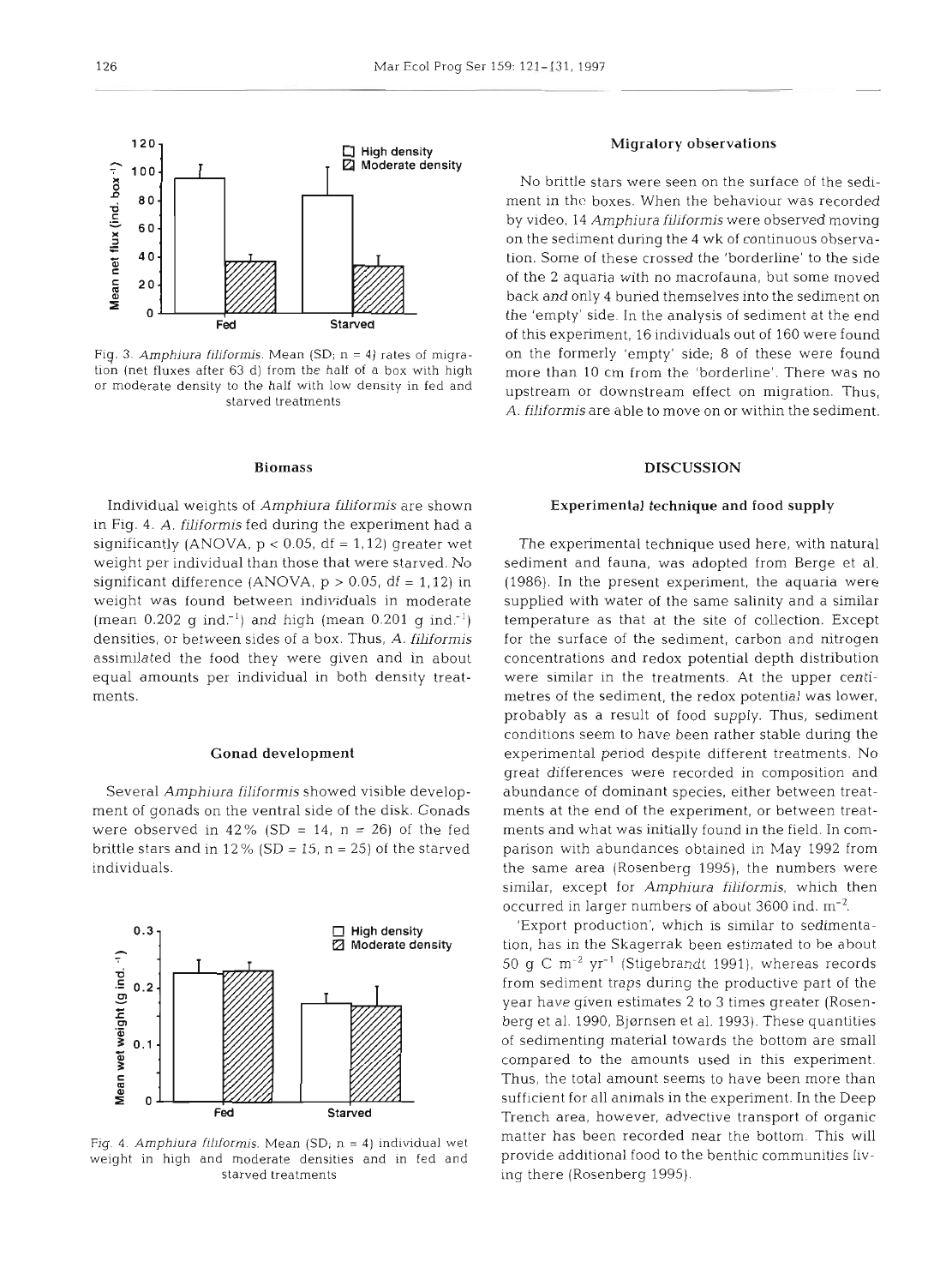Fig. 3. *Amphiura filiformis*. Mean (SD; n = 4) rates of migration (net fluxes after 63 d) from the half of a box with high or moderate density to the half with low density in fed and starved treatments

### Biomass

Individual weights of *Amphiura filiformis* are shown in Fig. 4. *A. filiformis* fed during the experiment had a significantly (ANOVA, $p < 0.05$, df = 1,12) greater wet weight per individual than those that were starved. No significant difference (ANOVA, $p > 0.05$, df = 1,12) in weight was found between individuals in moderate (mean 0.202 g ind.$^{-1}$) and high (mean 0.201 g ind.$^{-1}$) densities, or between sides of a box. Thus, *A. filiformis* assimilated the food they were given and in about equal amounts per individual in both density treatments.

### Gonad development

Several *Amphiura filiformis* showed visible development of gonads on the ventral side of the disk. Gonads were observed in 42% (SD = 14, n = 26) of the fed brittle stars and in 12% (SD = 15, n = 25) of the starved individuals.

Fig. 4. *Amphiura filiformis*. Mean (SD; n = 4) individual wet weight in high and moderate densities and in fed and starved treatments

### Migratory observations

No brittle stars were seen on the surface of the sediment in the boxes. When the behaviour was recorded by video, 14 *Amphiura filiformis* were observed moving on the sediment during the 4 wk of continuous observation. Some of these crossed the 'borderline' to the side of the 2 aquaria with no macrofauna, but some moved back and only 4 buried themselves into the sediment on the 'empty' side. In the analysis of sediment at the end of this experiment, 16 individuals out of 160 were found on the formerly 'empty' side; 8 of these were found more than 10 cm from the 'borderline'. There was no upstream or downstream effect on migration. Thus, *A. filiformis* are able to move on or within the sediment.

## DISCUSSION

### Experimental technique and food supply

The experimental technique used here, with natural sediment and fauna, was adopted from Berge et al. (1986). In the present experiment, the aquaria were supplied with water of the same salinity and a similar temperature as that at the site of collection. Except for the surface of the sediment, carbon and nitrogen concentrations and redox potential depth distribution were similar in the treatments. At the upper centimetres of the sediment, the redox potential was lower, probably as a result of food supply. Thus, sediment conditions seem to have been rather stable during the experimental period despite different treatments. No great differences were recorded in composition and abundance of dominant species, either between treatments at the end of the experiment, or between treatments and what was initially found in the field. In comparison with abundances obtained in May 1992 from the same area (Rosenberg 1995), the numbers were similar, except for *Amphiura filiformis*, which then occurred in larger numbers of about 3600 ind. m$^{-2}$.

'Export production', which is similar to sedimentation, has in the Skagerrak been estimated to be about 50 g C m$^{-2}$ yr$^{-1}$ (Stigebrandt 1991), whereas records from sediment traps during the productive part of the year have given estimates 2 to 3 times greater (Rosenberg et al. 1990, Bjørnsen et al. 1993). These quantities of sedimenting material towards the bottom are small compared to the amounts used in this experiment. Thus, the total amount seems to have been more than sufficient for all animals in the experiment. In the Deep Trench area, however, advective transport of organic matter has been recorded near the bottom. This will provide additional food to the benthic communities living there (Rosenberg 1995).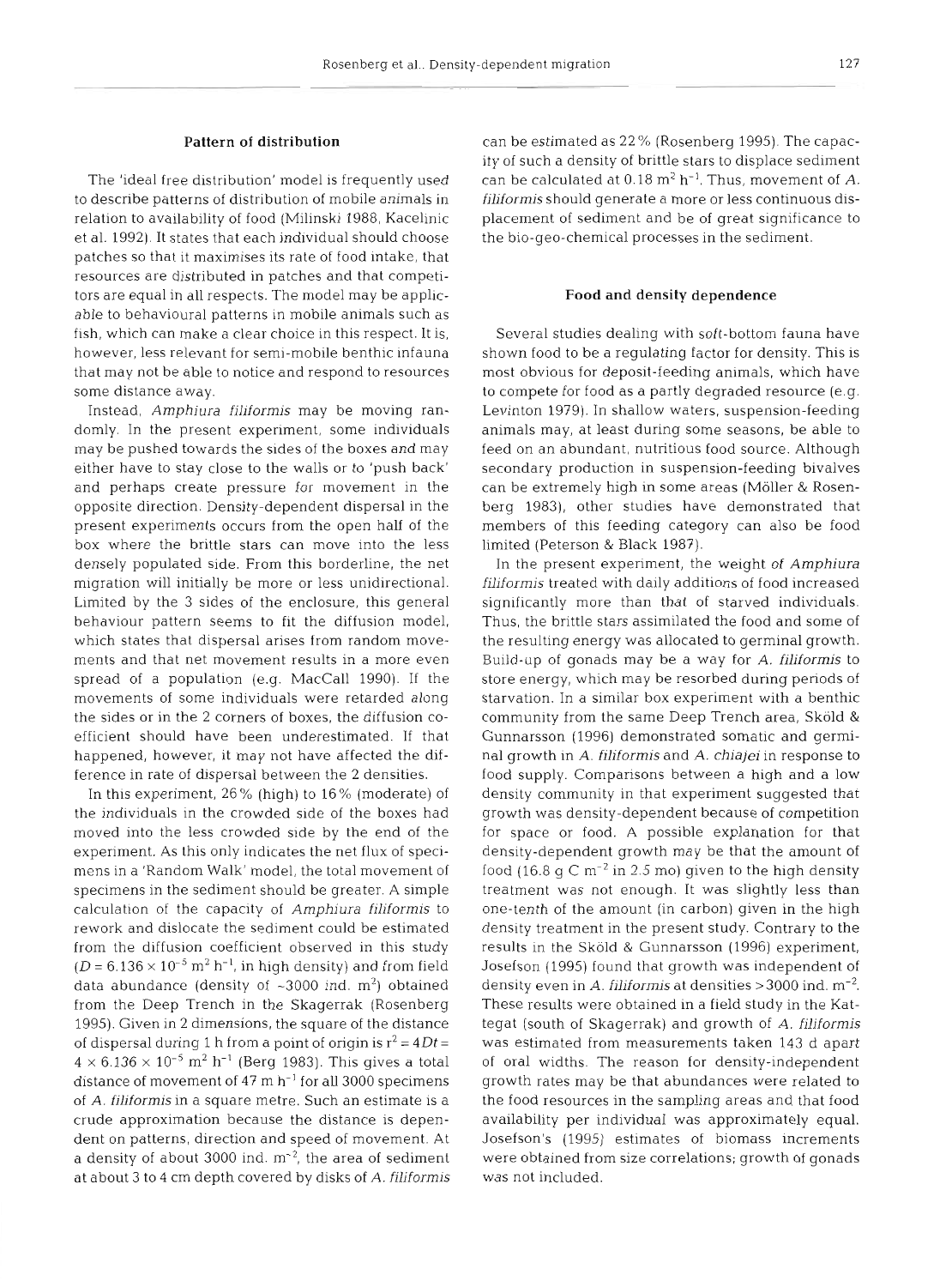## Pattern of distribution

The 'ideal free distribution' model is frequently used to describe patterns of distribution of mobile animals in relation to availability of food (Milinski 1988, Kacelinic et al. 1992). It states that each individual should choose patches so that it maximises its rate of food intake, that resources are distributed in patches and that competitors are equal in all respects. The model may be applicable to behavioural patterns in mobile animals such as fish, which can make a clear choice in this respect. It is, however, less relevant for semi-mobile benthic infauna that may not be able to notice and respond to resources some distance away.

Instead, *Amphiura filiformis* may be moving randomly. In the present experiment, some individuals may be pushed towards the sides of the boxes and may either have to stay close to the walls or to 'push back' and perhaps create pressure for movement in the opposite direction. Density-dependent dispersal in the present experiments occurs from the open half of the box where the brittle stars can move into the less densely populated side. From this borderline, the net migration will initially be more or less unidirectional. Limited by the 3 sides of the enclosure, this general behaviour pattern seems to fit the diffusion model, which states that dispersal arises from random movements and that net movement results in a more even spread of a population (e.g. MacCall 1990). If the movements of some individuals were retarded along the sides or in the 2 corners of boxes, the diffusion coefficient should have been underestimated. If that happened, however, it may not have affected the difference in rate of dispersal between the 2 densities.

In this experiment, 26% (high) to 16% (moderate) of the individuals in the crowded side of the boxes had moved into the less crowded side by the end of the experiment. As this only indicates the net flux of specimens in a 'Random Walk' model, the total movement of specimens in the sediment should be greater. A simple calculation of the capacity of *Amphiura filiformis* to rework and dislocate the sediment could be estimated from the diffusion coefficient observed in this study ($D = 6.136 \times 10^{-5}$ m$^2$ h$^{-1}$, in high density) and from field data abundance (density of ~3000 ind. m$^2$) obtained from the Deep Trench in the Skagerrak (Rosenberg 1995). Given in 2 dimensions, the square of the distance of dispersal during 1 h from a point of origin is $r^2 = 4Dt = 4 \times 6.136 \times 10^{-5}$ m$^2$ h$^{-1}$ (Berg 1983). This gives a total distance of movement of 47 m h$^{-1}$ for all 3000 specimens of *A. filiformis* in a square metre. Such an estimate is a crude approximation because the distance is dependent on patterns, direction and speed of movement. At a density of about 3000 ind. m$^{-2}$, the area of sediment at about 3 to 4 cm depth covered by disks of *A. filiformis* can be estimated as 22% (Rosenberg 1995). The capacity of such a density of brittle stars to displace sediment can be calculated at 0.18 m$^2$ h$^{-1}$. Thus, movement of *A. filiformis* should generate a more or less continuous displacement of sediment and be of great significance to the bio-geo-chemical processes in the sediment.

## Food and density dependence

Several studies dealing with soft-bottom fauna have shown food to be a regulating factor for density. This is most obvious for deposit-feeding animals, which have to compete for food as a partly degraded resource (e.g. Levinton 1979). In shallow waters, suspension-feeding animals may, at least during some seasons, be able to feed on an abundant, nutritious food source. Although secondary production in suspension-feeding bivalves can be extremely high in some areas (Möller & Rosenberg 1983), other studies have demonstrated that members of this feeding category can also be food limited (Peterson & Black 1987).

In the present experiment, the weight of *Amphiura filiformis* treated with daily additions of food increased significantly more than that of starved individuals. Thus, the brittle stars assimilated the food and some of the resulting energy was allocated to germinal growth. Build-up of gonads may be a way for *A. filiformis* to store energy, which may be resorbed during periods of starvation. In a similar box experiment with a benthic community from the same Deep Trench area, Sköld & Gunnarsson (1996) demonstrated somatic and germinal growth in *A. filiformis* and *A. chiajei* in response to food supply. Comparisons between a high and a low density community in that experiment suggested that growth was density-dependent because of competition for space or food. A possible explanation for that density-dependent growth may be that the amount of food (16.8 g C m$^{-2}$ in 2.5 mo) given to the high density treatment was not enough. It was slightly less than one-tenth of the amount (in carbon) given in the high density treatment in the present study. Contrary to the results in the Sköld & Gunnarsson (1996) experiment, Josefson (1995) found that growth was independent of density even in *A. filiformis* at densities >3000 ind. m$^{-2}$. These results were obtained in a field study in the Kattegat (south of Skagerrak) and growth of *A. filiformis* was estimated from measurements taken 143 d apart of oral widths. The reason for density-independent growth rates may be that abundances were related to the food resources in the sampling areas and that food availability per individual was approximately equal. Josefson's (1995) estimates of biomass increments were obtained from size correlations; growth of gonads was not included.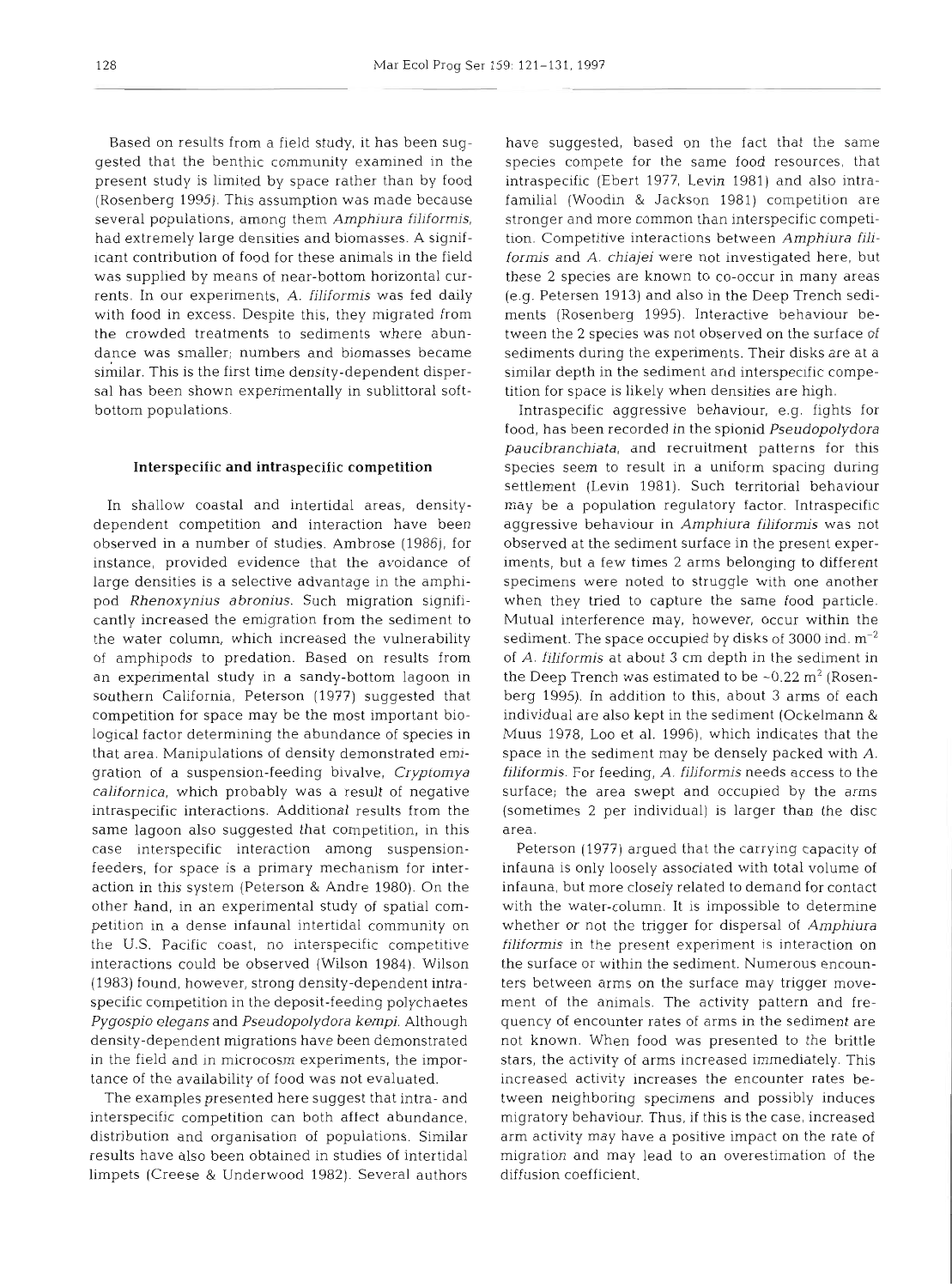Based on results from a field study, it has been suggested that the benthic community examined in the present study is limited by space rather than by food (Rosenberg 1995). This assumption was made because several populations, among them *Amphiura filiformis*, had extremely large densities and biomasses. A significant contribution of food for these animals in the field was supplied by means of near-bottom horizontal currents. In our experiments, *A. filiformis* was fed daily with food in excess. Despite this, they migrated from the crowded treatments to sediments where abundance was smaller; numbers and biomasses became similar. This is the first time density-dependent dispersal has been shown experimentally in sublittoral soft-bottom populations.

### Interspecific and intraspecific competition

In shallow coastal and intertidal areas, density-dependent competition and interaction have been observed in a number of studies. Ambrose (1986), for instance, provided evidence that the avoidance of large densities is a selective advantage in the amphipod *Rhenoxynius abronius*. Such migration significantly increased the emigration from the sediment to the water column, which increased the vulnerability of amphipods to predation. Based on results from an experimental study in a sandy-bottom lagoon in southern California, Peterson (1977) suggested that competition for space may be the most important biological factor determining the abundance of species in that area. Manipulations of density demonstrated emigration of a suspension-feeding bivalve, *Cryptomya californica*, which probably was a result of negative intraspecific interactions. Additional results from the same lagoon also suggested that competition, in this case interspecific interaction among suspension-feeders, for space is a primary mechanism for interaction in this system (Peterson & Andre 1980). On the other hand, in an experimental study of spatial competition in a dense infaunal intertidal community on the U.S. Pacific coast, no interspecific competitive interactions could be observed (Wilson 1984). Wilson (1983) found, however, strong density-dependent intraspecific competition in the deposit-feeding polychaetes *Pygospio elegans* and *Pseudopolydora kempi*. Although density-dependent migrations have been demonstrated in the field and in microcosm experiments, the importance of the availability of food was not evaluated.

The examples presented here suggest that intra- and interspecific competition can both affect abundance, distribution and organisation of populations. Similar results have also been obtained in studies of intertidal limpets (Creese & Underwood 1982). Several authors have suggested, based on the fact that the same species compete for the same food resources, that intraspecific (Ebert 1977, Levin 1981) and also intrafamilial (Woodin & Jackson 1981) competition are stronger and more common than interspecific competition. Competitive interactions between *Amphiura filiformis* and *A. chiajei* were not investigated here, but these 2 species are known to co-occur in many areas (e.g. Petersen 1913) and also in the Deep Trench sediments (Rosenberg 1995). Interactive behaviour between the 2 species was not observed on the surface of sediments during the experiments. Their disks are at a similar depth in the sediment and interspecific competition for space is likely when densities are high.

Intraspecific aggressive behaviour, e.g. fights for food, has been recorded in the spionid *Pseudopolydora paucibranchiata*, and recruitment patterns for this species seem to result in a uniform spacing during settlement (Levin 1981). Such territorial behaviour may be a population regulatory factor. Intraspecific aggressive behaviour in *Amphiura filiformis* was not observed at the sediment surface in the present experiments, but a few times 2 arms belonging to different specimens were noted to struggle with one another when they tried to capture the same food particle. Mutual interference may, however, occur within the sediment. The space occupied by disks of 3000 ind. $m^{-2}$ of *A. filiformis* at about 3 cm depth in the sediment in the Deep Trench was estimated to be ~0.22 $m^2$ (Rosenberg 1995). In addition to this, about 3 arms of each individual are also kept in the sediment (Ockelmann & Muus 1978, Loo et al. 1996), which indicates that the space in the sediment may be densely packed with *A. filiformis*. For feeding, *A. filiformis* needs access to the surface; the area swept and occupied by the arms (sometimes 2 per individual) is larger than the disc area.

Peterson (1977) argued that the carrying capacity of infauna is only loosely associated with total volume of infauna, but more closely related to demand for contact with the water-column. It is impossible to determine whether or not the trigger for dispersal of *Amphiura filiformis* in the present experiment is interaction on the surface or within the sediment. Numerous encounters between arms on the surface may trigger movement of the animals. The activity pattern and frequency of encounter rates of arms in the sediment are not known. When food was presented to the brittle stars, the activity of arms increased immediately. This increased activity increases the encounter rates between neighboring specimens and possibly induces migratory behaviour. Thus, if this is the case, increased arm activity may have a positive impact on the rate of migration and may lead to an overestimation of the diffusion coefficient.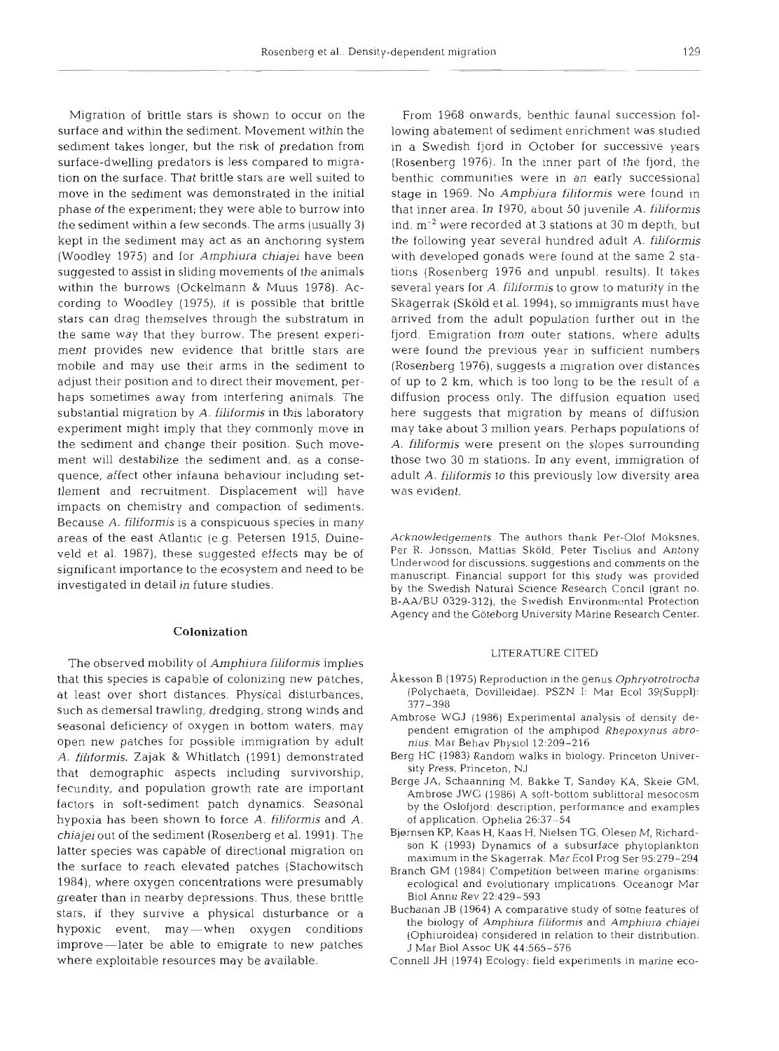Migration of brittle stars is shown to occur on the surface and within the sediment. Movement within the sediment takes longer, but the risk of predation from surface-dwelling predators is less compared to migration on the surface. That brittle stars are well suited to move in the sediment was demonstrated in the initial phase of the experiment; they were able to burrow into the sediment within a few seconds. The arms (usually 3) kept in the sediment may act as an anchoring system (Woodley 1975) and for *Amphiura chiajei* have been suggested to assist in sliding movements of the animals within the burrows (Ockelmann & Muus 1978). According to Woodley (1975), it is possible that brittle stars can drag themselves through the substratum in the same way that they burrow. The present experiment provides new evidence that brittle stars are mobile and may use their arms in the sediment to adjust their position and to direct their movement, perhaps sometimes away from interfering animals. The substantial migration by *A. filiformis* in this laboratory experiment might imply that they commonly move in the sediment and change their position. Such movement will destabilize the sediment and, as a consequence, affect other infauna behaviour including settlement and recruitment. Displacement will have impacts on chemistry and compaction of sediments. Because *A. filiformis* is a conspicuous species in many areas of the east Atlantic (e.g. Petersen 1915, Duineveld et al. 1987), these suggested effects may be of significant importance to the ecosystem and need to be investigated in detail in future studies.

## Colonization

The observed mobility of *Amphiura filiformis* implies that this species is capable of colonizing new patches, at least over short distances. Physical disturbances, such as demersal trawling, dredging, strong winds and seasonal deficiency of oxygen in bottom waters, may open new patches for possible immigration by adult *A. filiformis*. Zajak & Whitlatch (1991) demonstrated that demographic aspects including survivorship, fecundity, and population growth rate are important factors in soft-sediment patch dynamics. Seasonal hypoxia has been shown to force *A. filiformis* and *A. chiajei* out of the sediment (Rosenberg et al. 1991). The latter species was capable of directional migration on the surface to reach elevated patches (Stachowitsch 1984), where oxygen concentrations were presumably greater than in nearby depressions. Thus, these brittle stars, if they survive a physical disturbance or a hypoxic event, may—when oxygen conditions improve—later be able to emigrate to new patches where exploitable resources may be available.

From 1968 onwards, benthic faunal succession following abatement of sediment enrichment was studied in a Swedish fjord in October for successive years (Rosenberg 1976). In the inner part of the fjord, the benthic communities were in an early successional stage in 1969. No *Amphiura filiformis* were found in that inner area. In 1970, about 50 juvenile *A. filiformis* ind. $m^{-2}$ were recorded at 3 stations at 30 m depth, but the following year several hundred adult *A. filiformis* with developed gonads were found at the same 2 stations (Rosenberg 1976 and unpubl. results). It takes several years for *A. filiformis* to grow to maturity in the Skagerrak (Sköld et al. 1994), so immigrants must have arrived from the adult population further out in the fjord. Emigration from outer stations, where adults were found the previous year in sufficient numbers (Rosenberg 1976), suggests a migration over distances of up to 2 km, which is too long to be the result of a diffusion process only. The diffusion equation used here suggests that migration by means of diffusion may take about 3 million years. Perhaps populations of *A. filiformis* were present on the slopes surrounding those two 30 m stations. In any event, immigration of adult *A. filiformis* to this previously low diversity area was evident.

*Acknowledgements.* The authors thank Per-Olof Moksnes, Per R. Jonsson, Mattias Sköld, Peter Tiselius and Antony Underwood for discussions, suggestions and comments on the manuscript. Financial support for this study was provided by the Swedish Natural Science Research Concil (grant no. B-AA/BU 0329-312), the Swedish Environmental Protection Agency and the Göteborg University Marine Research Center.

## LITERATURE CITED

- Åkesson B (1975) Reproduction in the genus *Ophryotrotrocha* (Polychaeta, Dovilleidae). PSZN I: Mar Ecol 39(Suppl): 377–398
- Ambrose WGJ (1986) Experimental analysis of density dependent emigration of the amphipod *Rhepoxynus abronius*. Mar Behav Physiol 12:209–216
- Berg HC (1983) Random walks in biology. Princeton University Press, Princeton, NJ
- Berge JA, Schaanning M, Bakke T, Sandøy KA, Skeie GM, Ambrose JWG (1986) A soft-bottom sublittoral mesocosm by the Oslofjord: description, performance and examples of application. Ophelia 26:37–54
- Bjørnsen KP, Kaas H, Kaas H, Nielsen TG, Olesen M, Richardson K (1993) Dynamics of a subsurface phytoplankton maximum in the Skagerrak. Mar Ecol Prog Ser 95:279–294
- Branch GM (1984) Competition between marine organisms: ecological and evolutionary implications. Oceanogr Mar Biol Annu Rev 22:429–593
- Buchanan JB (1964) A comparative study of some features of the biology of *Amphiura filiformis* and *Amphiura chiajei* (Ophiuroidea) considered in relation to their distribution. J Mar Biol Assoc UK 44:565–576
- Connell JH (1974) Ecology: field experiments in marine eco-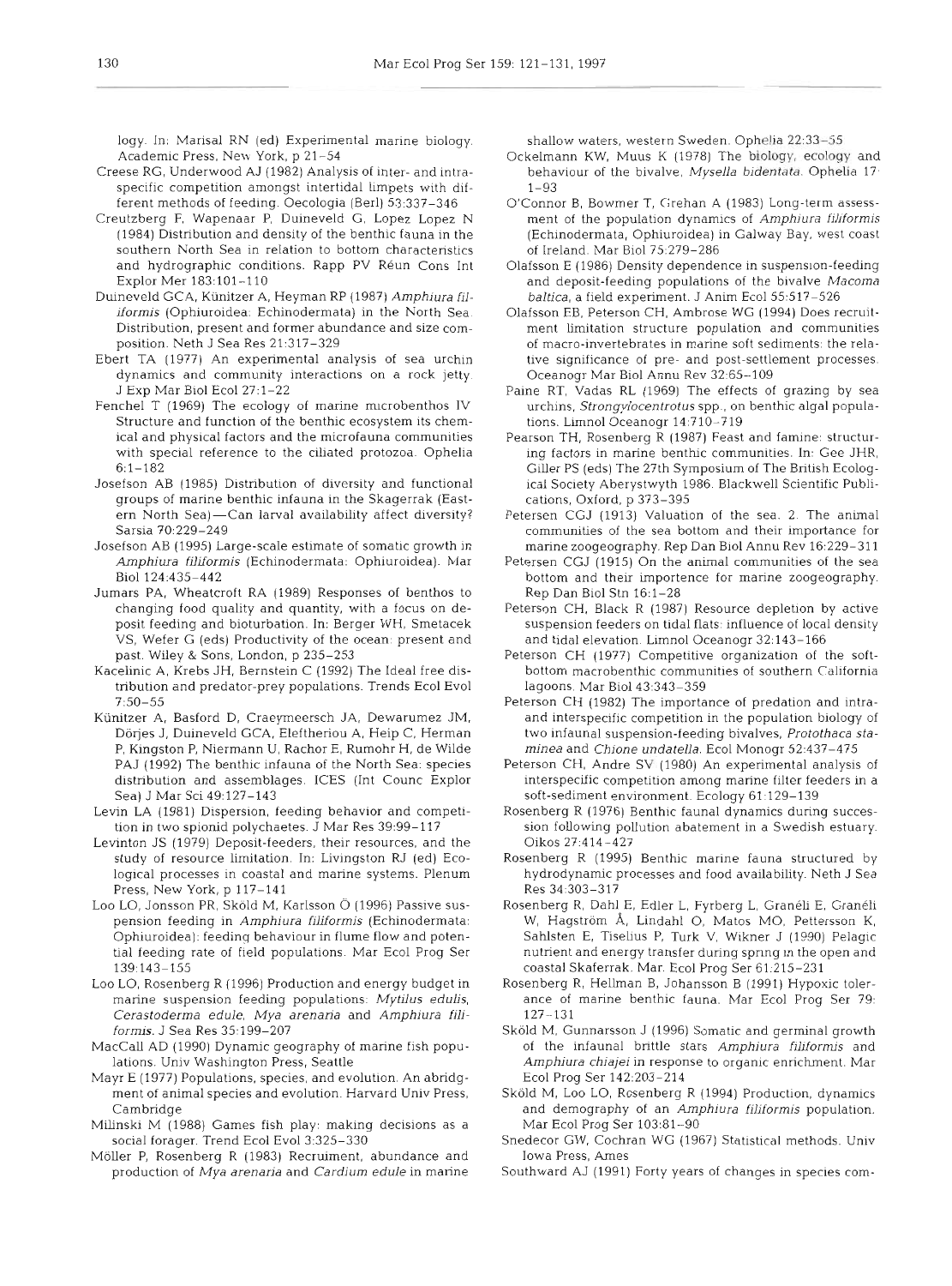logy. In: Marisal RN (ed) Experimental marine biology. Academic Press, New York, p 21–54

Creese RG, Underwood AJ (1982) Analysis of inter- and intraspecific competition amongst intertidal limpets with different methods of feeding. Oecologia (Berl) 53:337–346

Creutzberg F, Wapenaar P, Duineveld G, Lopez Lopez N (1984) Distribution and density of the benthic fauna in the southern North Sea in relation to bottom characteristics and hydrographic conditions. Rapp PV Réun Cons Int Explor Mer 183:101–110

Duineveld GCA, Künitzer A, Heyman RP (1987) *Amphiura filiformis* (Ophiuroidea: Echinodermata) in the North Sea. Distribution, present and former abundance and size composition. Neth J Sea Res 21:317–329

Ebert TA (1977) An experimental analysis of sea urchin dynamics and community interactions on a rock jetty. J Exp Mar Biol Ecol 27:1–22

Fenchel T (1969) The ecology of marine microbenthos IV. Structure and function of the benthic ecosystem its chemical and physical factors and the microfauna communities with special reference to the ciliated protozoa. Ophelia 6:1–182

Josefson AB (1985) Distribution of diversity and functional groups of marine benthic infauna in the Skagerrak (Eastern North Sea)—Can larval availability affect diversity? Sarsia 70:229–249

Josefson AB (1995) Large-scale estimate of somatic growth in *Amphiura filiformis* (Echinodermata: Ophiuroidea). Mar Biol 124:435–442

Jumars PA, Wheatcroft RA (1989) Responses of benthos to changing food quality and quantity, with a focus on deposit feeding and bioturbation. In: Berger WH, Smetacek VS, Wefer G (eds) Productivity of the ocean: present and past. Wiley & Sons, London, p 235–253

Kacelinic A, Krebs JH, Bernstein C (1992) The Ideal free distribution and predator-prey populations. Trends Ecol Evol 7:50–55

Künitzer A, Basford D, Craeymeersch JA, Dewarumez JM, Dörjes J, Duineveld GCA, Eleftheriou A, Heip C, Herman P, Kingston P, Niermann U, Rachor E, Rumohr H, de Wilde PAJ (1992) The benthic infauna of the North Sea: species distribution and assemblages. ICES (Int Counc Explor Sea) J Mar Sci 49:127–143

Levin LA (1981) Dispersion, feeding behavior and competition in two spionid polychaetes. J Mar Res 39:99–117

Levinton JS (1979) Deposit-feeders, their resources, and the study of resource limitation. In: Livingston RJ (ed) Ecological processes in coastal and marine systems. Plenum Press, New York, p 117–141

Loo LO, Jonsson PR, Sköld M, Karlsson Ö (1996) Passive suspension feeding in *Amphiura filiformis* (Echinodermata: Ophiuroidea): feeding behaviour in flume flow and potential feeding rate of field populations. Mar Ecol Prog Ser 139:143–155

Loo LO, Rosenberg R (1996) Production and energy budget in marine suspension feeding populations: *Mytilus edulis*, *Cerastoderma edule*, *Mya arenaria* and *Amphiura filiformis*. J Sea Res 35:199–207

MacCall AD (1990) Dynamic geography of marine fish populations. Univ Washington Press, Seattle

Mayr E (1977) Populations, species, and evolution. An abridgment of animal species and evolution. Harvard Univ Press, Cambridge

Milinski M (1988) Games fish play: making decisions as a social forager. Trend Ecol Evol 3:325–330

Möller P, Rosenberg R (1983) Recruitment, abundance and production of *Mya arenaria* and *Cardium edule* in marine shallow waters, western Sweden. Ophelia 22:33–55

Ockelmann KW, Muus K (1978) The biology, ecology and behaviour of the bivalve, *Mysella bidentata*. Ophelia 17: 1–93

O'Connor B, Bowmer T, Grehan A (1983) Long-term assessment of the population dynamics of *Amphiura filiformis* (Echinodermata, Ophiuroidea) in Galway Bay, west coast of Ireland. Mar Biol 75:279–286

Olafsson E (1986) Density dependence in suspension-feeding and deposit-feeding populations of the bivalve *Macoma baltica*, a field experiment. J Anim Ecol 55:517–526

Olafsson EB, Peterson CH, Ambrose WG (1994) Does recruitment limitation structure population and communities of macro-invertebrates in marine soft sediments: the relative significance of pre- and post-settlement processes. Oceanogr Mar Biol Annu Rev 32:65–109

Paine RT, Vadas RL (1969) The effects of grazing by sea urchins, *Strongylocentrotus* spp., on benthic algal populations. Limnol Oceanogr 14:710–719

Pearson TH, Rosenberg R (1987) Feast and famine: structuring factors in marine benthic communities. In: Gee JHR, Giller PS (eds) The 27th Symposium of The British Ecological Society Aberystwyth 1986. Blackwell Scientific Publications, Oxford, p 373–395

Petersen CGJ (1913) Valuation of the sea. 2. The animal communities of the sea bottom and their importance for marine zoogeography. Rep Dan Biol Annu Rev 16:229–311

Petersen CGJ (1915) On the animal communities of the sea bottom and their importence for marine zoogeography. Rep Dan Biol Stn 16:1–28

Peterson CH, Black R (1987) Resource depletion by active suspension feeders on tidal flats: influence of local density and tidal elevation. Limnol Oceanogr 32:143–166

Peterson CH (1977) Competitive organization of the soft-bottom macrobenthic communities of southern California lagoons. Mar Biol 43:343–359

Peterson CH (1982) The importance of predation and intra- and interspecific competition in the population biology of two infaunal suspension-feeding bivalves, *Protothaca staminea* and *Chione undatella*. Ecol Monogr 52:437–475

Peterson CH, Andre SV (1980) An experimental analysis of interspecific competition among marine filter feeders in a soft-sediment environment. Ecology 61:129–139

Rosenberg R (1976) Benthic faunal dynamics during succession following pollution abatement in a Swedish estuary. Oikos 27:414–427

Rosenberg R (1995) Benthic marine fauna structured by hydrodynamic processes and food availability. Neth J Sea Res 34:303–317

Rosenberg R, Dahl E, Edler L, Fyrberg L, Granéli E, Granéli W, Hagström Å, Lindahl O, Matos MO, Pettersson K, Sahlsten E, Tiselius P, Turk V, Wikner J (1990) Pelagic nutrient and energy transfer during spring in the open and coastal Skaferrak. Mar. Ecol Prog Ser 61:215–231

Rosenberg R, Hellman B, Johansson B (1991) Hypoxic tolerance of marine benthic fauna. Mar Ecol Prog Ser 79: 127–131

Sköld M, Gunnarsson J (1996) Somatic and germinal growth of the infaunal brittle stars *Amphiura filiformis* and *Amphiura chiajei* in response to organic enrichment. Mar Ecol Prog Ser 142:203–214

Sköld M, Loo LO, Rosenberg R (1994) Production, dynamics and demography of an *Amphiura filiformis* population. Mar Ecol Prog Ser 103:81–90

Snedecor GW, Cochran WG (1967) Statistical methods. Univ Iowa Press, Ames

Southward AJ (1991) Forty years of changes in species com-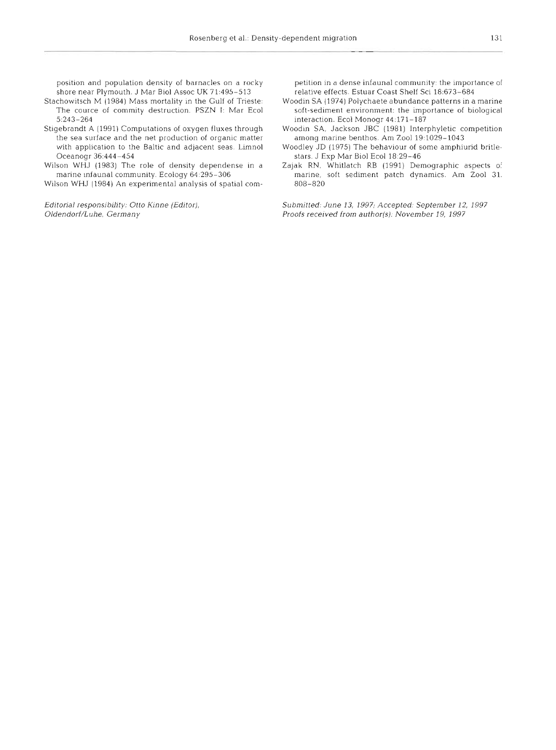position and population density of barnacles on a rocky shore near Plymouth. J Mar Biol Assoc UK 71:495–513

Stachowitsch M (1984) Mass mortality in the Gulf of Trieste: The cource of commity destruction. PSZN I: Mar Ecol 5:243–264

Stigebrandt A (1991) Computations of oxygen fluxes through the sea surface and the net production of organic matter with application to the Baltic and adjacent seas. Limnol Oceanogr 36:444–454

Wilson WHJ (1983) The role of density dependense in a marine infaunal community. Ecology 64:295–306

Wilson WHJ (1984) An experimental analysis of spatial competition in a dense infaunal community: the importance of relative effects. Estuar Coast Shelf Sci 18:673–684

Woodin SA (1974) Polychaete abundance patterns in a marine soft-sediment environment: the importance of biological interaction. Ecol Monogr 44:171–187

Woodin SA, Jackson JBC (1981) Interphyletic competition among marine benthos. Am Zool 19:1029–1043

Woodley JD (1975) The behaviour of some amphiurid britlestars. J Exp Mar Biol Ecol 18:29–46

Zajak RN, Whitlatch RB (1991) Demographic aspects of marine, soft sediment patch dynamics. Am Zool 31: 808–820

*Editorial responsibility: Otto Kinne (Editor), Oldendorf/Luhe, Germany*

*Submitted: June 13, 1997; Accepted: September 12, 1997*
*Proofs received from author(s): November 19, 1997*